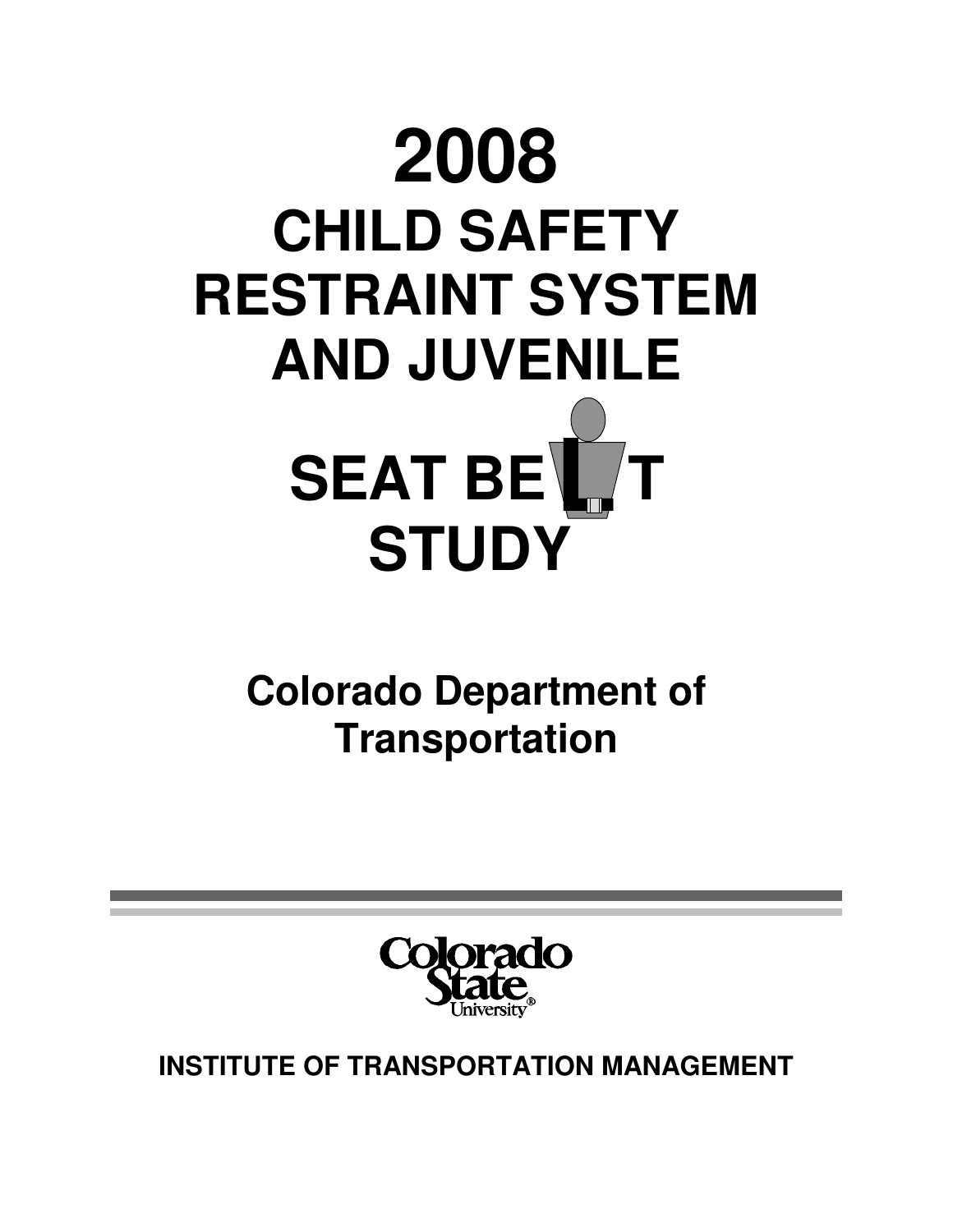# 2008

# CHILD SAFETY RESTRAINT SYSTEM AND JUVENILE SEAT BELT STUDY

## Colorado Department of Transportation

Colorado State University

**INSTITUTE OF TRANSPORTATION MANAGEMENT**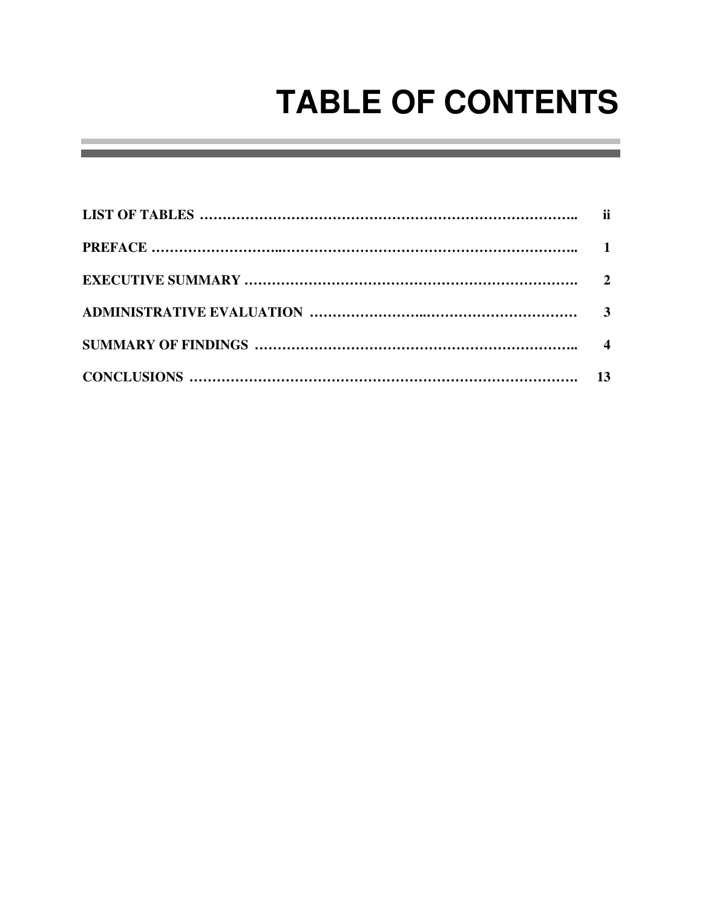# TABLE OF CONTENTS

| | |
|---|---|
| **LIST OF TABLES** | **ii** |
| **PREFACE** | **1** |
| **EXECUTIVE SUMMARY** | **2** |
| **ADMINISTRATIVE EVALUATION** | **3** |
| **SUMMARY OF FINDINGS** | **4** |
| **CONCLUSIONS** | **13** |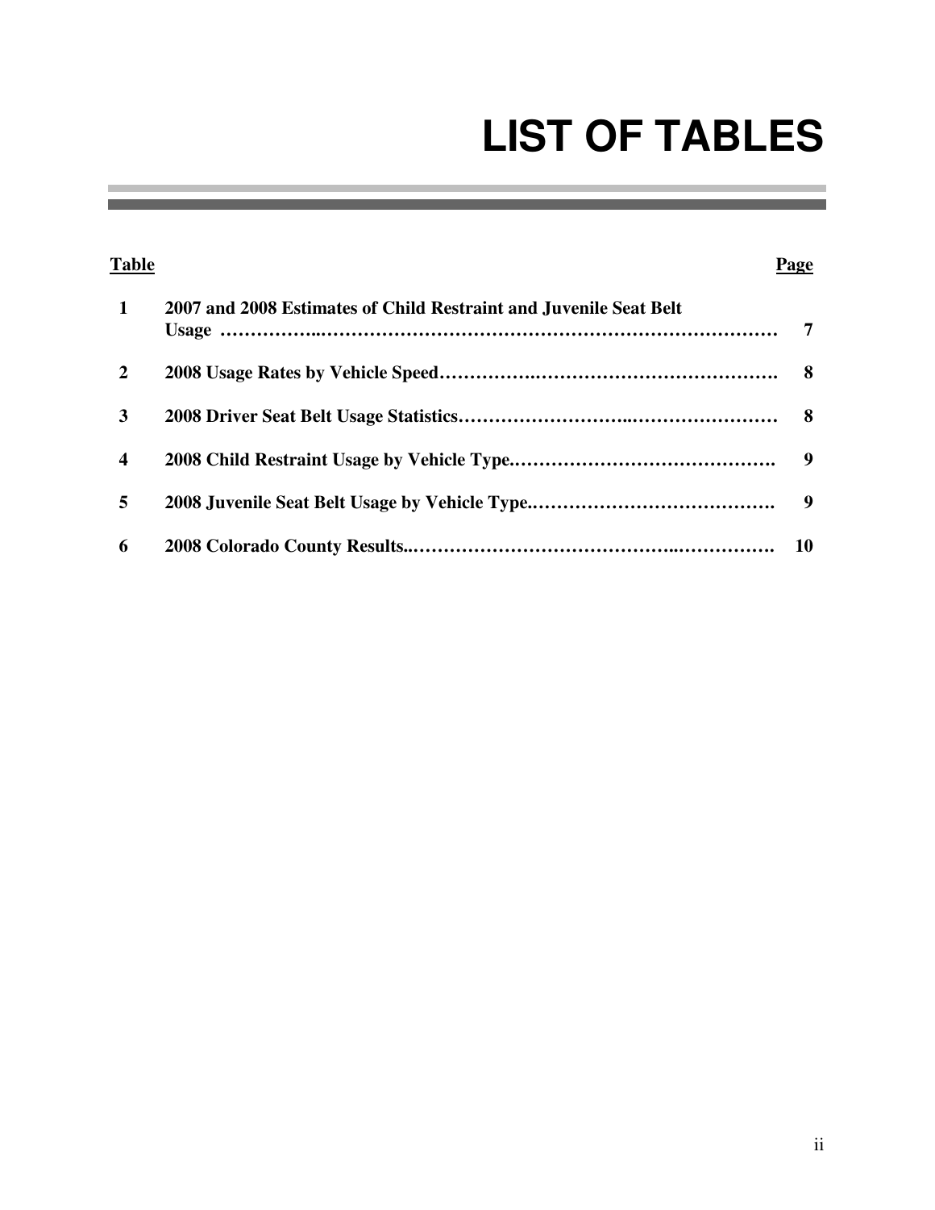# LIST OF TABLES

| Table | | Page |
|---|---|---|
| 1 | 2007 and 2008 Estimates of Child Restraint and Juvenile Seat Belt Usage | 7 |
| 2 | 2008 Usage Rates by Vehicle Speed | 8 |
| 3 | 2008 Driver Seat Belt Usage Statistics | 8 |
| 4 | 2008 Child Restraint Usage by Vehicle Type | 9 |
| 5 | 2008 Juvenile Seat Belt Usage by Vehicle Type | 9 |
| 6 | 2008 Colorado County Results | 10 |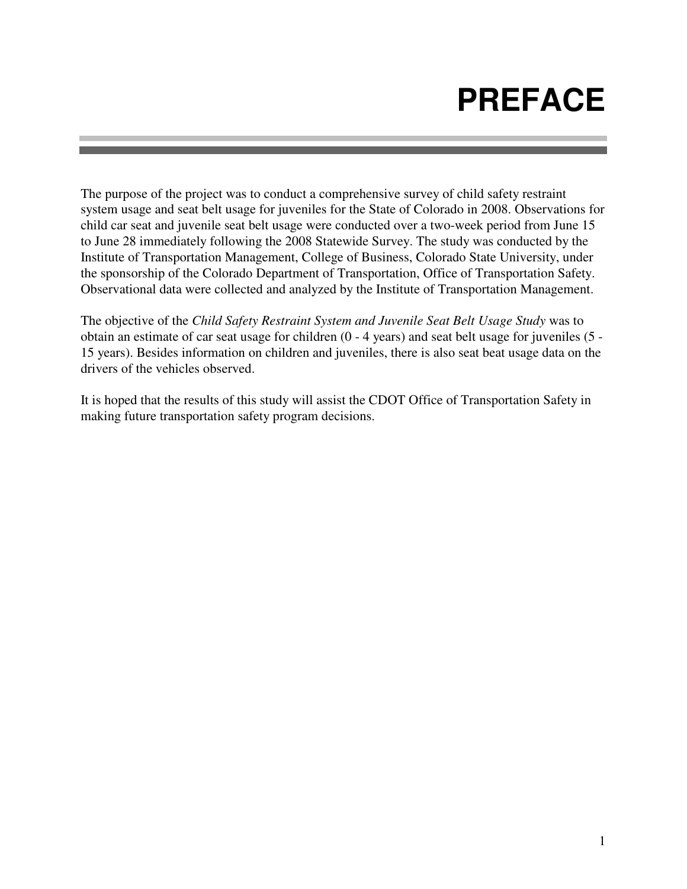# PREFACE

The purpose of the project was to conduct a comprehensive survey of child safety restraint system usage and seat belt usage for juveniles for the State of Colorado in 2008. Observations for child car seat and juvenile seat belt usage were conducted over a two-week period from June 15 to June 28 immediately following the 2008 Statewide Survey. The study was conducted by the Institute of Transportation Management, College of Business, Colorado State University, under the sponsorship of the Colorado Department of Transportation, Office of Transportation Safety. Observational data were collected and analyzed by the Institute of Transportation Management.

The objective of the *Child Safety Restraint System and Juvenile Seat Belt Usage Study* was to obtain an estimate of car seat usage for children (0 - 4 years) and seat belt usage for juveniles (5 - 15 years). Besides information on children and juveniles, there is also seat beat usage data on the drivers of the vehicles observed.

It is hoped that the results of this study will assist the CDOT Office of Transportation Safety in making future transportation safety program decisions.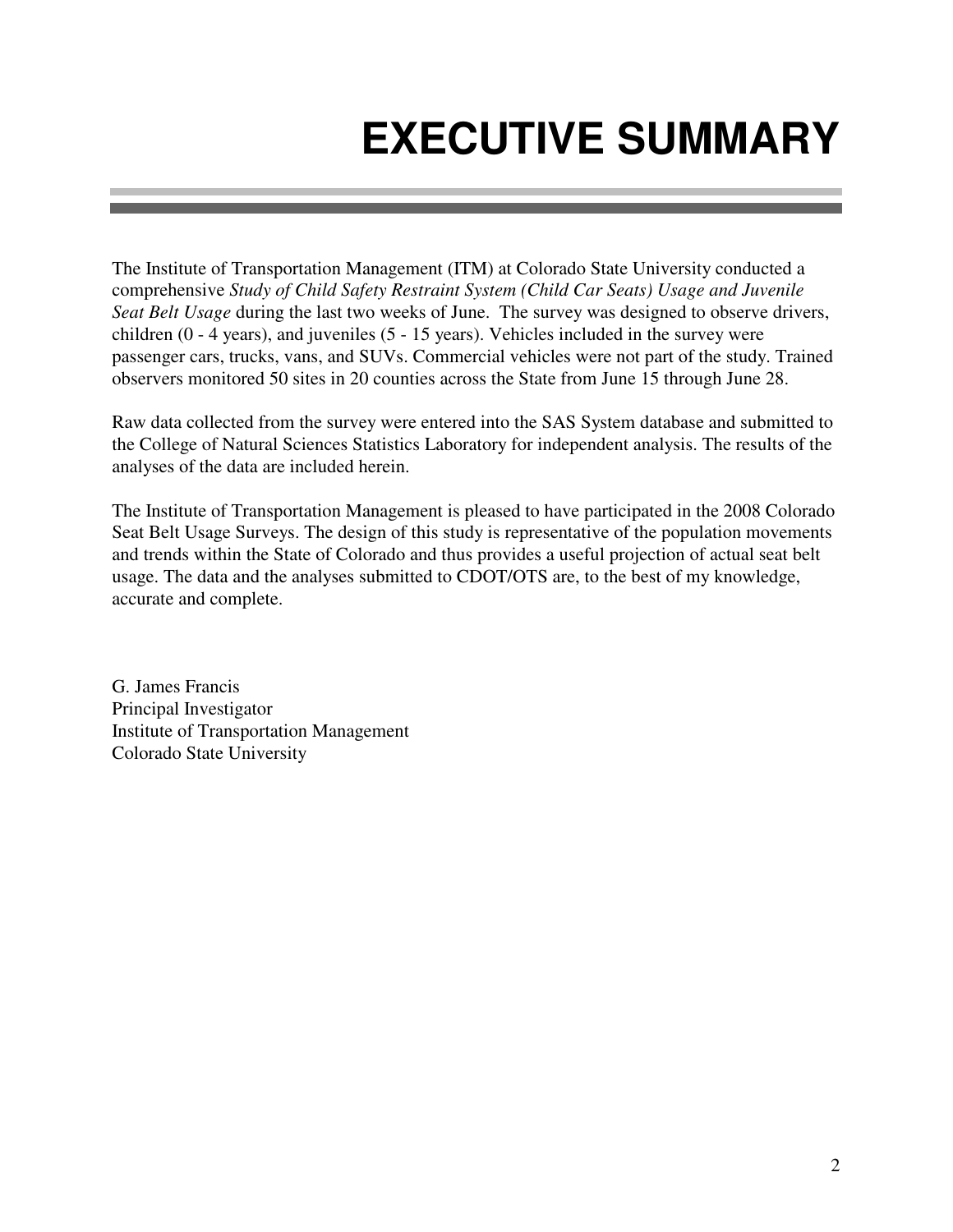# EXECUTIVE SUMMARY

The Institute of Transportation Management (ITM) at Colorado State University conducted a comprehensive *Study of Child Safety Restraint System (Child Car Seats) Usage and Juvenile Seat Belt Usage* during the last two weeks of June. The survey was designed to observe drivers, children (0 - 4 years), and juveniles (5 - 15 years). Vehicles included in the survey were passenger cars, trucks, vans, and SUVs. Commercial vehicles were not part of the study. Trained observers monitored 50 sites in 20 counties across the State from June 15 through June 28.

Raw data collected from the survey were entered into the SAS System database and submitted to the College of Natural Sciences Statistics Laboratory for independent analysis. The results of the analyses of the data are included herein.

The Institute of Transportation Management is pleased to have participated in the 2008 Colorado Seat Belt Usage Surveys. The design of this study is representative of the population movements and trends within the State of Colorado and thus provides a useful projection of actual seat belt usage. The data and the analyses submitted to CDOT/OTS are, to the best of my knowledge, accurate and complete.

G. James Francis  
Principal Investigator  
Institute of Transportation Management  
Colorado State University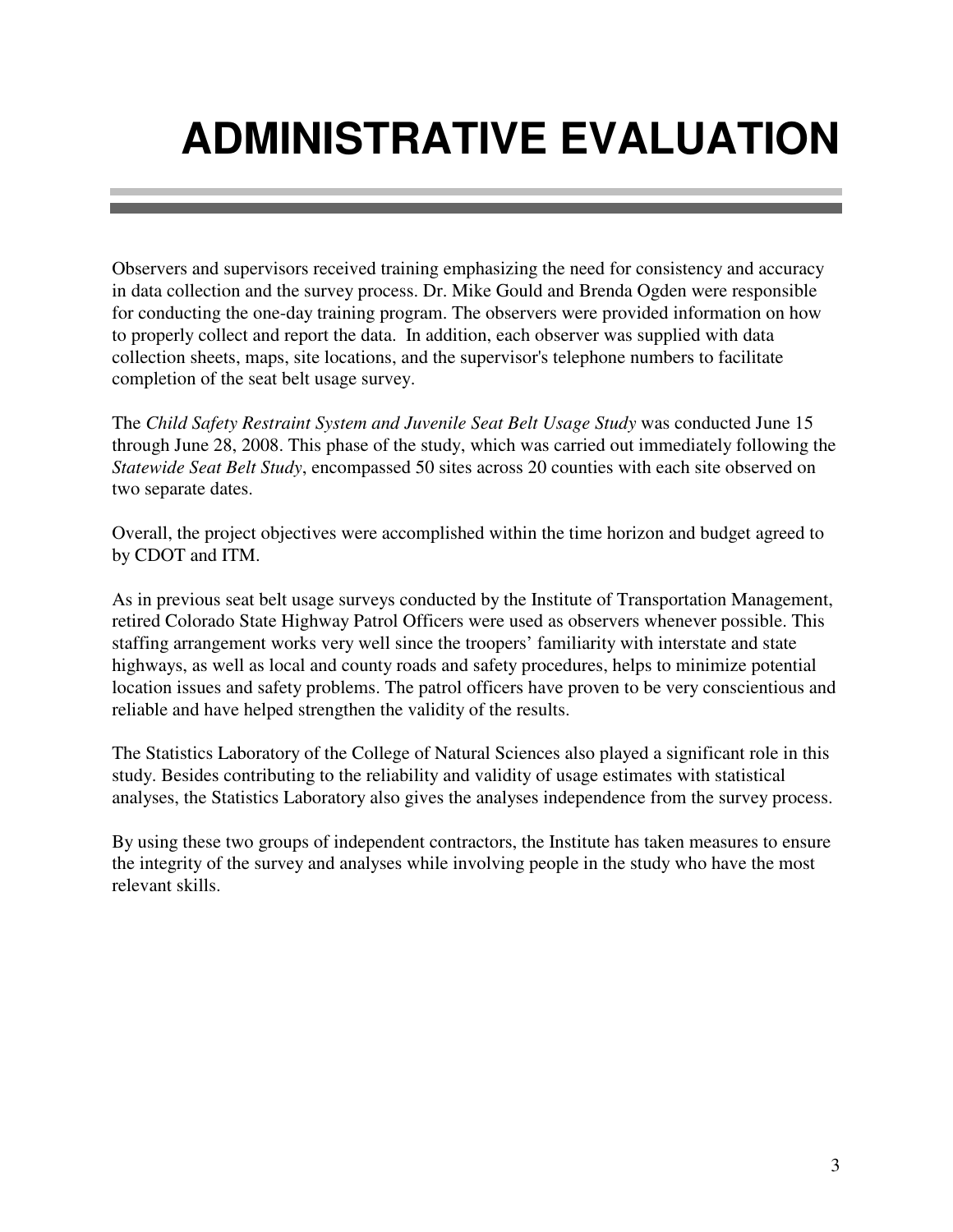# ADMINISTRATIVE EVALUATION

Observers and supervisors received training emphasizing the need for consistency and accuracy in data collection and the survey process. Dr. Mike Gould and Brenda Ogden were responsible for conducting the one-day training program. The observers were provided information on how to properly collect and report the data. In addition, each observer was supplied with data collection sheets, maps, site locations, and the supervisor's telephone numbers to facilitate completion of the seat belt usage survey.

The *Child Safety Restraint System and Juvenile Seat Belt Usage Study* was conducted June 15 through June 28, 2008. This phase of the study, which was carried out immediately following the *Statewide Seat Belt Study*, encompassed 50 sites across 20 counties with each site observed on two separate dates.

Overall, the project objectives were accomplished within the time horizon and budget agreed to by CDOT and ITM.

As in previous seat belt usage surveys conducted by the Institute of Transportation Management, retired Colorado State Highway Patrol Officers were used as observers whenever possible. This staffing arrangement works very well since the troopers' familiarity with interstate and state highways, as well as local and county roads and safety procedures, helps to minimize potential location issues and safety problems. The patrol officers have proven to be very conscientious and reliable and have helped strengthen the validity of the results.

The Statistics Laboratory of the College of Natural Sciences also played a significant role in this study. Besides contributing to the reliability and validity of usage estimates with statistical analyses, the Statistics Laboratory also gives the analyses independence from the survey process.

By using these two groups of independent contractors, the Institute has taken measures to ensure the integrity of the survey and analyses while involving people in the study who have the most relevant skills.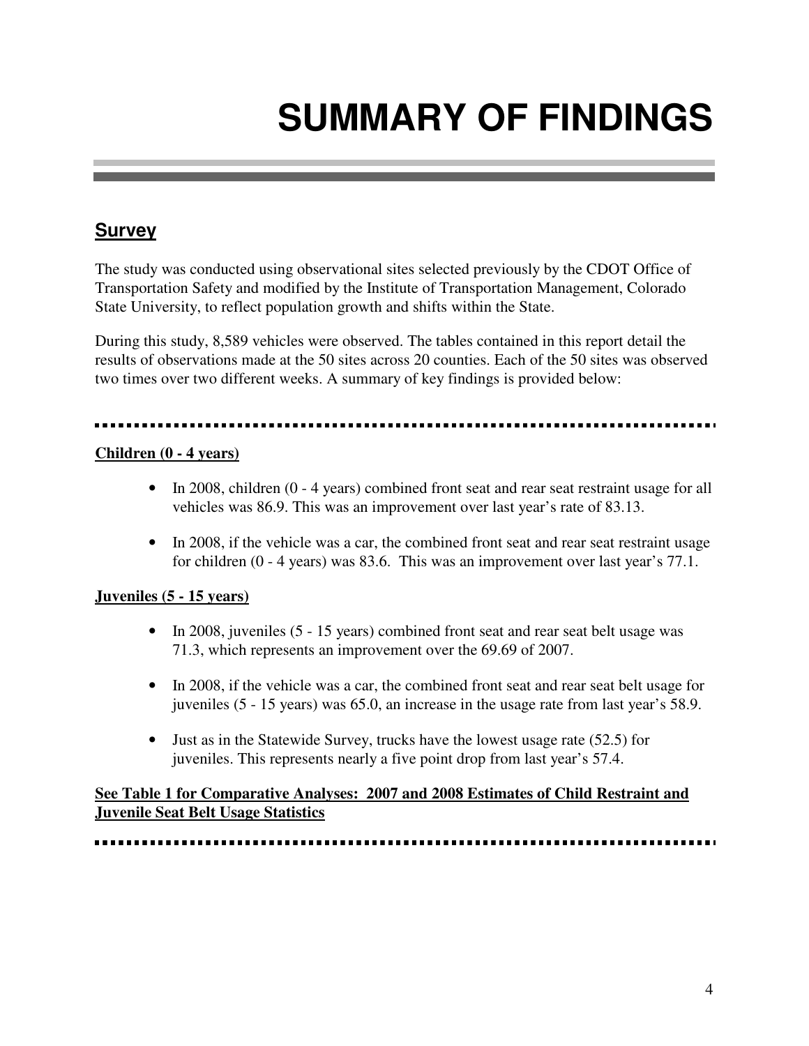# SUMMARY OF FINDINGS

## Survey

The study was conducted using observational sites selected previously by the CDOT Office of Transportation Safety and modified by the Institute of Transportation Management, Colorado State University, to reflect population growth and shifts within the State.

During this study, 8,589 vehicles were observed. The tables contained in this report detail the results of observations made at the 50 sites across 20 counties. Each of the 50 sites was observed two times over two different weeks. A summary of key findings is provided below:

---

**Children (0 - 4 years)**

- In 2008, children (0 - 4 years) combined front seat and rear seat restraint usage for all vehicles was 86.9. This was an improvement over last year's rate of 83.13.
- In 2008, if the vehicle was a car, the combined front seat and rear seat restraint usage for children (0 - 4 years) was 83.6. This was an improvement over last year's 77.1.

**Juveniles (5 - 15 years)**

- In 2008, juveniles (5 - 15 years) combined front seat and rear seat belt usage was 71.3, which represents an improvement over the 69.69 of 2007.
- In 2008, if the vehicle was a car, the combined front seat and rear seat belt usage for juveniles (5 - 15 years) was 65.0, an increase in the usage rate from last year's 58.9.
- Just as in the Statewide Survey, trucks have the lowest usage rate (52.5) for juveniles. This represents nearly a five point drop from last year's 57.4.

**See Table 1 for Comparative Analyses: 2007 and 2008 Estimates of Child Restraint and Juvenile Seat Belt Usage Statistics**

---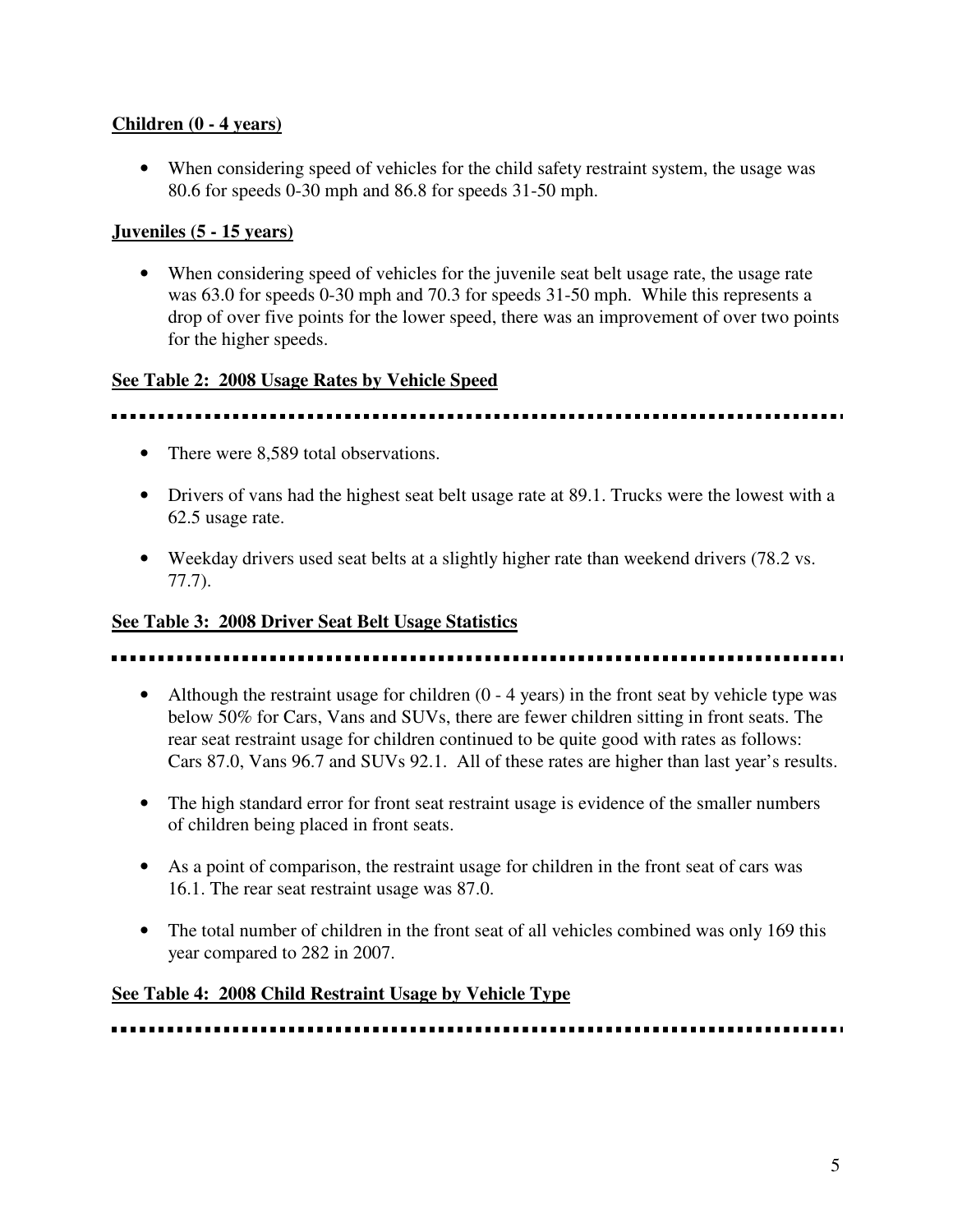**Children (0 - 4 years)**

- When considering speed of vehicles for the child safety restraint system, the usage was 80.6 for speeds 0-30 mph and 86.8 for speeds 31-50 mph.

**Juveniles (5 - 15 years)**

- When considering speed of vehicles for the juvenile seat belt usage rate, the usage rate was 63.0 for speeds 0-30 mph and 70.3 for speeds 31-50 mph. While this represents a drop of over five points for the lower speed, there was an improvement of over two points for the higher speeds.

**See Table 2: 2008 Usage Rates by Vehicle Speed**

---

- There were 8,589 total observations.
- Drivers of vans had the highest seat belt usage rate at 89.1. Trucks were the lowest with a 62.5 usage rate.
- Weekday drivers used seat belts at a slightly higher rate than weekend drivers (78.2 vs. 77.7).

**See Table 3: 2008 Driver Seat Belt Usage Statistics**

---

- Although the restraint usage for children (0 - 4 years) in the front seat by vehicle type was below 50% for Cars, Vans and SUVs, there are fewer children sitting in front seats. The rear seat restraint usage for children continued to be quite good with rates as follows: Cars 87.0, Vans 96.7 and SUVs 92.1. All of these rates are higher than last year's results.
- The high standard error for front seat restraint usage is evidence of the smaller numbers of children being placed in front seats.
- As a point of comparison, the restraint usage for children in the front seat of cars was 16.1. The rear seat restraint usage was 87.0.
- The total number of children in the front seat of all vehicles combined was only 169 this year compared to 282 in 2007.

**See Table 4: 2008 Child Restraint Usage by Vehicle Type**

---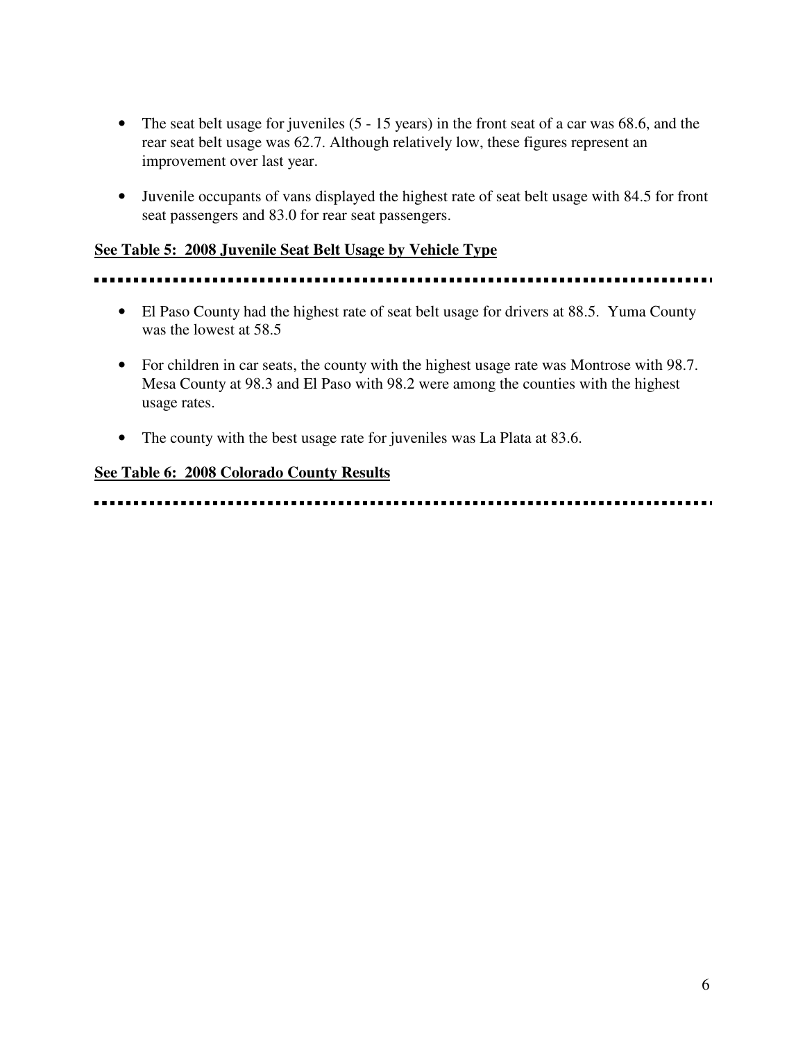- The seat belt usage for juveniles (5 - 15 years) in the front seat of a car was 68.6, and the rear seat belt usage was 62.7. Although relatively low, these figures represent an improvement over last year.

- Juvenile occupants of vans displayed the highest rate of seat belt usage with 84.5 for front seat passengers and 83.0 for rear seat passengers.

**See Table 5: 2008 Juvenile Seat Belt Usage by Vehicle Type**

---

- El Paso County had the highest rate of seat belt usage for drivers at 88.5. Yuma County was the lowest at 58.5

- For children in car seats, the county with the highest usage rate was Montrose with 98.7. Mesa County at 98.3 and El Paso with 98.2 were among the counties with the highest usage rates.

- The county with the best usage rate for juveniles was La Plata at 83.6.

**See Table 6: 2008 Colorado County Results**

---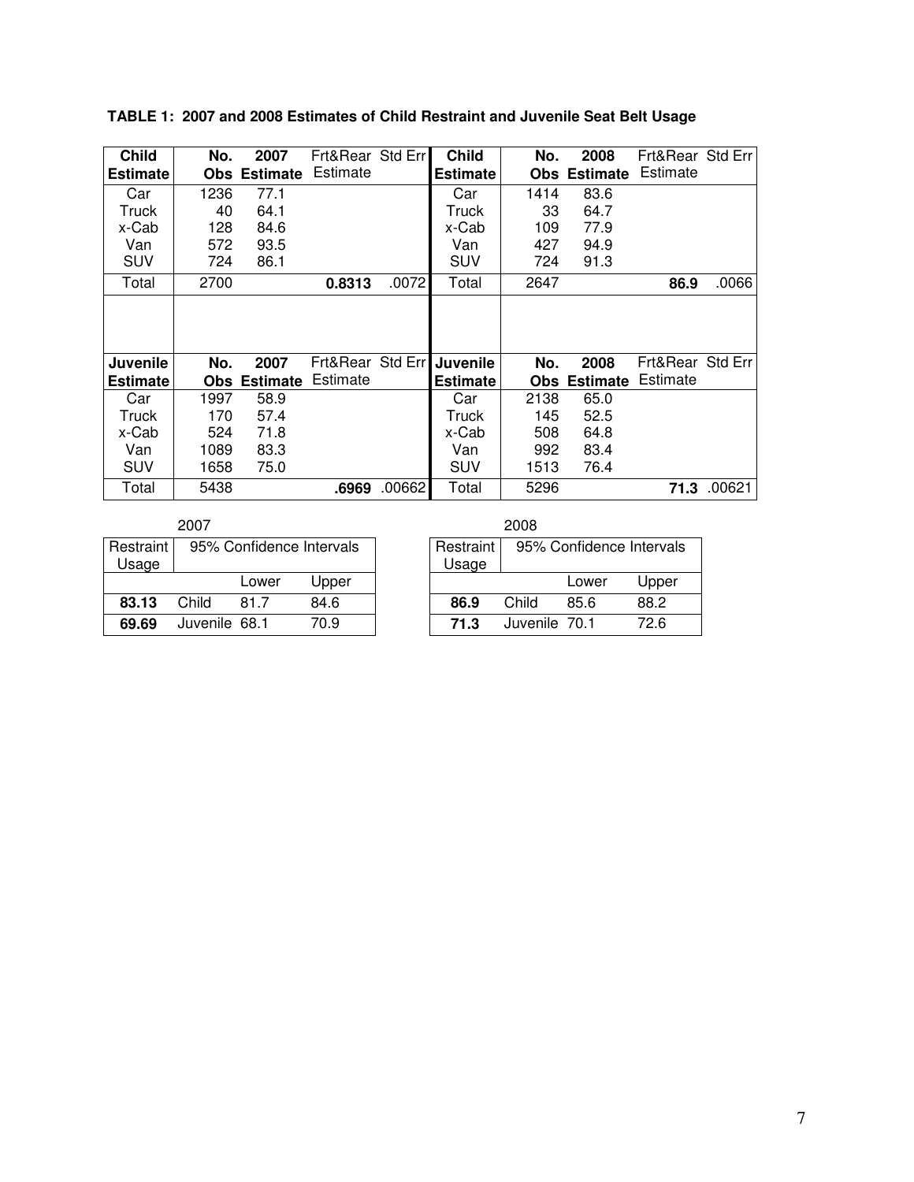**TABLE 1: 2007 and 2008 Estimates of Child Restraint and Juvenile Seat Belt Usage**

| Child Estimate | No. Obs | 2007 Estimate | Frt&Rear Estimate | Std Err | Child Estimate | No. Obs | 2008 Estimate | Frt&Rear Estimate | Std Err |
|---|---|---|---|---|---|---|---|---|---|
| Car | 1236 | 77.1 | | | Car | 1414 | 83.6 | | |
| Truck | 40 | 64.1 | | | Truck | 33 | 64.7 | | |
| x-Cab | 128 | 84.6 | | | x-Cab | 109 | 77.9 | | |
| Van | 572 | 93.5 | | | Van | 427 | 94.9 | | |
| SUV | 724 | 86.1 | | | SUV | 724 | 91.3 | | |
| Total | 2700 | | **0.8313** | .0072 | Total | 2647 | | **86.9** | .0066 |

| Juvenile Estimate | No. Obs | 2007 Estimate | Frt&Rear Estimate | Std Err | Juvenile Estimate | No. Obs | 2008 Estimate | Frt&Rear Estimate | Std Err |
|---|---|---|---|---|---|---|---|---|---|
| Car | 1997 | 58.9 | | | Car | 2138 | 65.0 | | |
| Truck | 170 | 57.4 | | | Truck | 145 | 52.5 | | |
| x-Cab | 524 | 71.8 | | | x-Cab | 508 | 64.8 | | |
| Van | 1089 | 83.3 | | | Van | 992 | 83.4 | | |
| SUV | 1658 | 75.0 | | | SUV | 1513 | 76.4 | | |
| Total | 5438 | | **.6969** | .00662 | Total | 5296 | | **71.3** | .00621 |

2007

| Restraint Usage | 95% Confidence Intervals | | |
|---|---|---|---|
| | | Lower | Upper |
| **83.13** | Child | 81.7 | 84.6 |
| **69.69** | Juvenile | 68.1 | 70.9 |

2008

| Restraint Usage | 95% Confidence Intervals | | |
|---|---|---|---|
| | | Lower | Upper |
| **86.9** | Child | 85.6 | 88.2 |
| **71.3** | Juvenile | 70.1 | 72.6 |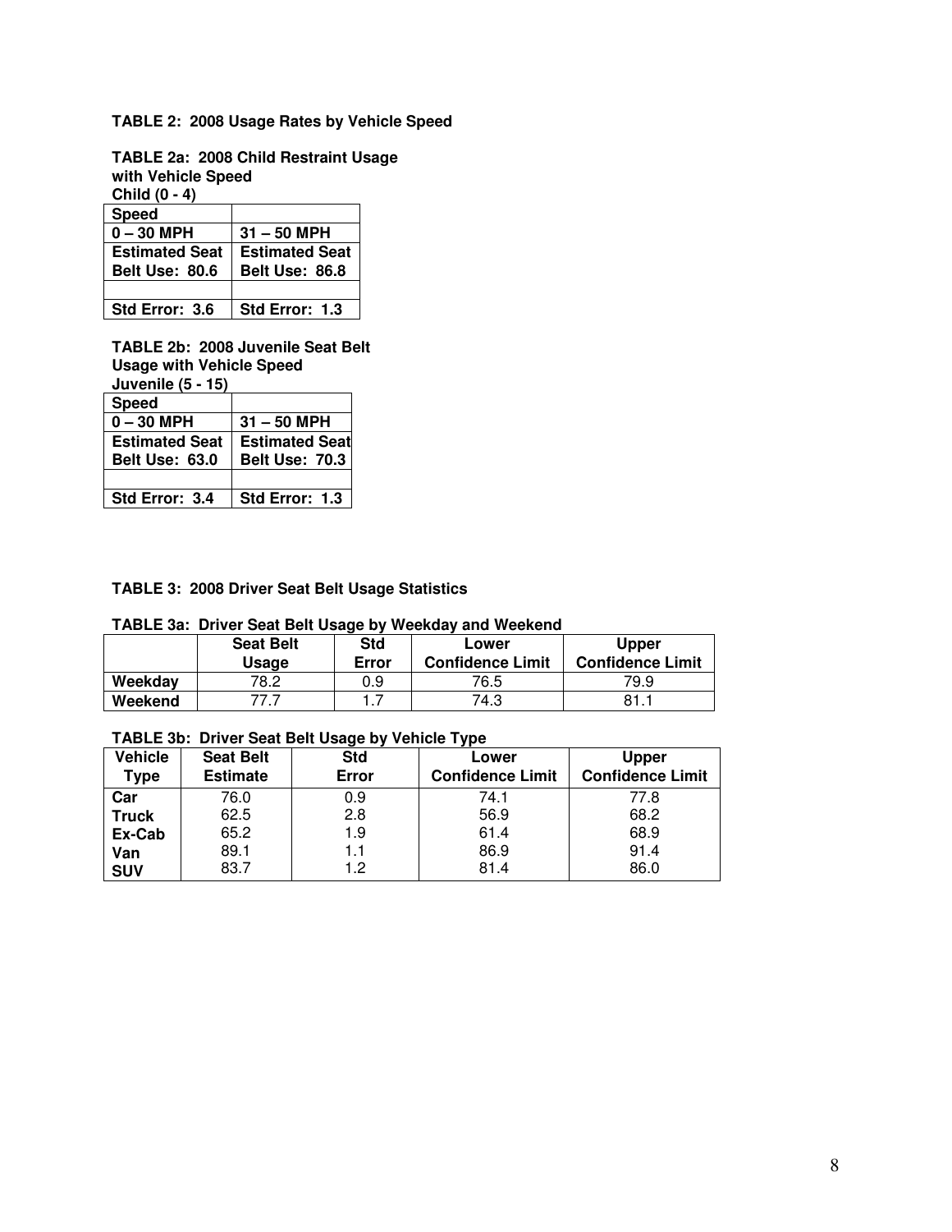**TABLE 2: 2008 Usage Rates by Vehicle Speed**

**TABLE 2a: 2008 Child Restraint Usage with Vehicle Speed**

**Child (0 - 4)**

| Speed | |
|---|---|
| 0 – 30 MPH | 31 – 50 MPH |
| Estimated Seat Belt Use: 80.6 | Estimated Seat Belt Use: 86.8 |
| | |
| Std Error: 3.6 | Std Error: 1.3 |

**TABLE 2b: 2008 Juvenile Seat Belt Usage with Vehicle Speed**

**Juvenile (5 - 15)**

| Speed | |
|---|---|
| 0 – 30 MPH | 31 – 50 MPH |
| Estimated Seat Belt Use: 63.0 | Estimated Seat Belt Use: 70.3 |
| | |
| Std Error: 3.4 | Std Error: 1.3 |

**TABLE 3: 2008 Driver Seat Belt Usage Statistics**

**TABLE 3a: Driver Seat Belt Usage by Weekday and Weekend**

| | Seat Belt Usage | Std Error | Lower Confidence Limit | Upper Confidence Limit |
|---|---|---|---|---|
| **Weekday** | 78.2 | 0.9 | 76.5 | 79.9 |
| **Weekend** | 77.7 | 1.7 | 74.3 | 81.1 |

**TABLE 3b: Driver Seat Belt Usage by Vehicle Type**

| Vehicle Type | Seat Belt Estimate | Std Error | Lower Confidence Limit | Upper Confidence Limit |
|---|---|---|---|---|
| **Car** | 76.0 | 0.9 | 74.1 | 77.8 |
| **Truck** | 62.5 | 2.8 | 56.9 | 68.2 |
| **Ex-Cab** | 65.2 | 1.9 | 61.4 | 68.9 |
| **Van** | 89.1 | 1.1 | 86.9 | 91.4 |
| **SUV** | 83.7 | 1.2 | 81.4 | 86.0 |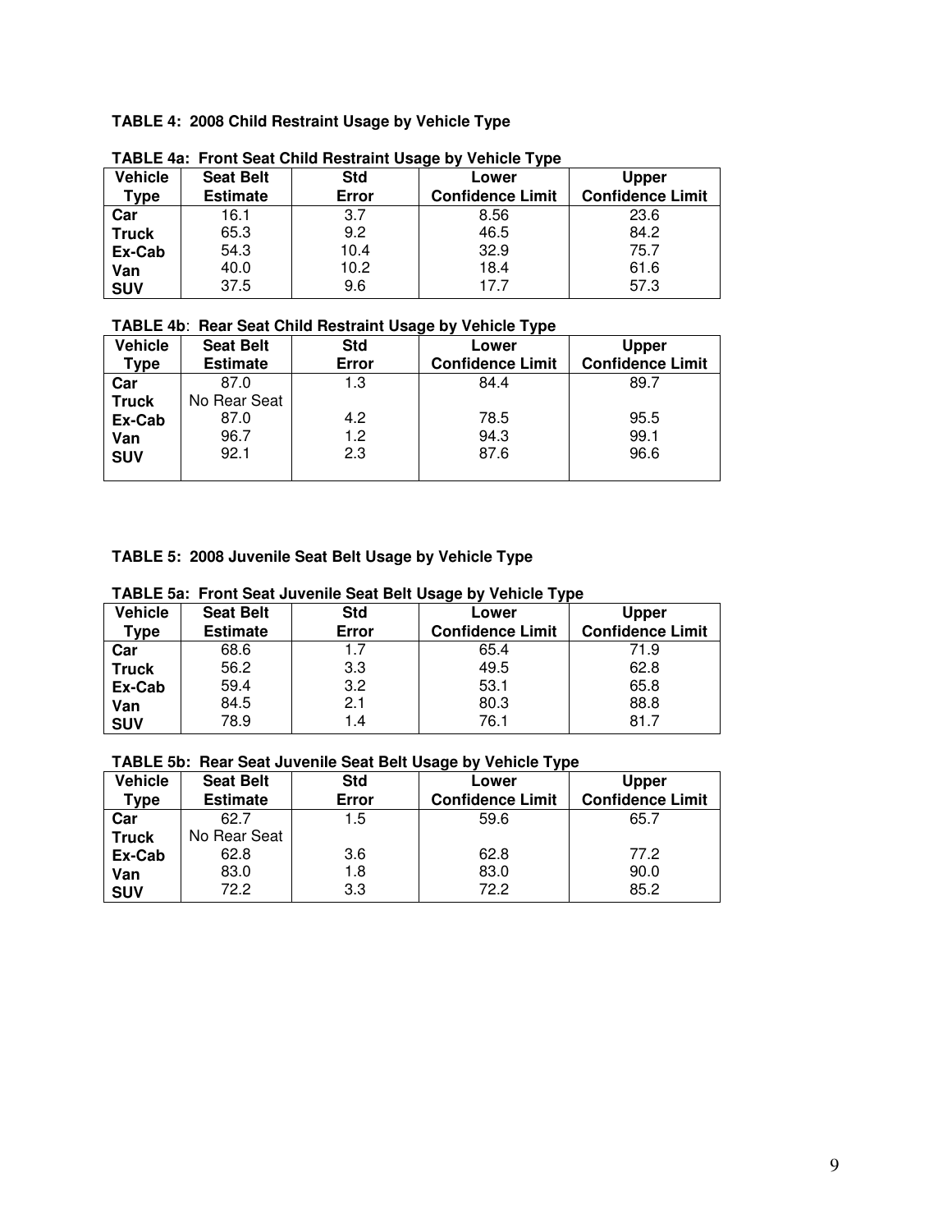### TABLE 4: 2008 Child Restraint Usage by Vehicle Type

**TABLE 4a: Front Seat Child Restraint Usage by Vehicle Type**

| Vehicle Type | Seat Belt Estimate | Std Error | Lower Confidence Limit | Upper Confidence Limit |
|---|---|---|---|---|
| Car | 16.1 | 3.7 | 8.56 | 23.6 |
| Truck | 65.3 | 9.2 | 46.5 | 84.2 |
| Ex-Cab | 54.3 | 10.4 | 32.9 | 75.7 |
| Van | 40.0 | 10.2 | 18.4 | 61.6 |
| SUV | 37.5 | 9.6 | 17.7 | 57.3 |

**TABLE 4b: Rear Seat Child Restraint Usage by Vehicle Type**

| Vehicle Type | Seat Belt Estimate | Std Error | Lower Confidence Limit | Upper Confidence Limit |
|---|---|---|---|---|
| Car | 87.0 | 1.3 | 84.4 | 89.7 |
| Truck | No Rear Seat | | | |
| Ex-Cab | 87.0 | 4.2 | 78.5 | 95.5 |
| Van | 96.7 | 1.2 | 94.3 | 99.1 |
| SUV | 92.1 | 2.3 | 87.6 | 96.6 |

### TABLE 5: 2008 Juvenile Seat Belt Usage by Vehicle Type

**TABLE 5a: Front Seat Juvenile Seat Belt Usage by Vehicle Type**

| Vehicle Type | Seat Belt Estimate | Std Error | Lower Confidence Limit | Upper Confidence Limit |
|---|---|---|---|---|
| Car | 68.6 | 1.7 | 65.4 | 71.9 |
| Truck | 56.2 | 3.3 | 49.5 | 62.8 |
| Ex-Cab | 59.4 | 3.2 | 53.1 | 65.8 |
| Van | 84.5 | 2.1 | 80.3 | 88.8 |
| SUV | 78.9 | 1.4 | 76.1 | 81.7 |

**TABLE 5b: Rear Seat Juvenile Seat Belt Usage by Vehicle Type**

| Vehicle Type | Seat Belt Estimate | Std Error | Lower Confidence Limit | Upper Confidence Limit |
|---|---|---|---|---|
| Car | 62.7 | 1.5 | 59.6 | 65.7 |
| Truck | No Rear Seat | | | |
| Ex-Cab | 62.8 | 3.6 | 62.8 | 77.2 |
| Van | 83.0 | 1.8 | 83.0 | 90.0 |
| SUV | 72.2 | 3.3 | 72.2 | 85.2 |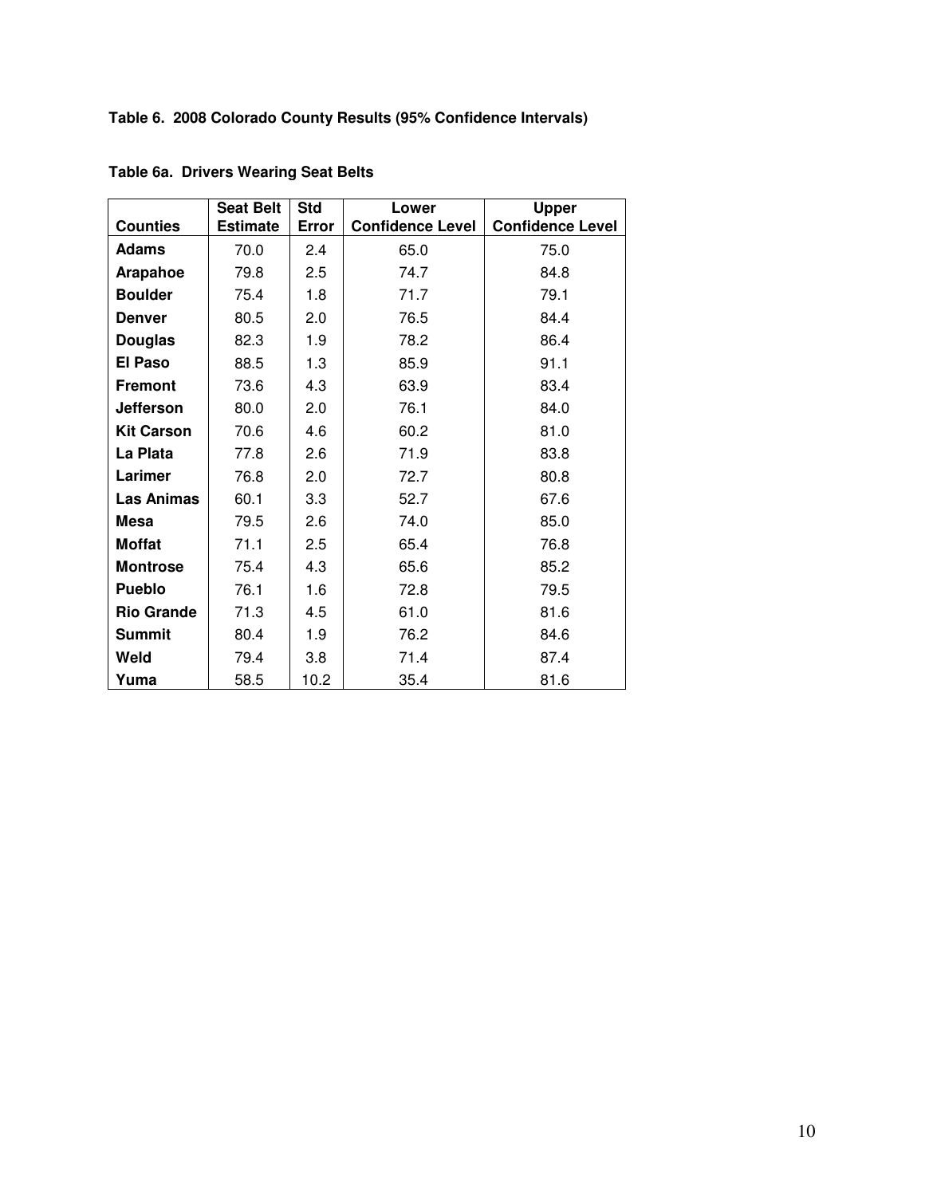**Table 6. 2008 Colorado County Results (95% Confidence Intervals)**

**Table 6a. Drivers Wearing Seat Belts**

| Counties | Seat Belt Estimate | Std Error | Lower Confidence Level | Upper Confidence Level |
|---|---|---|---|---|
| **Adams** | 70.0 | 2.4 | 65.0 | 75.0 |
| **Arapahoe** | 79.8 | 2.5 | 74.7 | 84.8 |
| **Boulder** | 75.4 | 1.8 | 71.7 | 79.1 |
| **Denver** | 80.5 | 2.0 | 76.5 | 84.4 |
| **Douglas** | 82.3 | 1.9 | 78.2 | 86.4 |
| **El Paso** | 88.5 | 1.3 | 85.9 | 91.1 |
| **Fremont** | 73.6 | 4.3 | 63.9 | 83.4 |
| **Jefferson** | 80.0 | 2.0 | 76.1 | 84.0 |
| **Kit Carson** | 70.6 | 4.6 | 60.2 | 81.0 |
| **La Plata** | 77.8 | 2.6 | 71.9 | 83.8 |
| **Larimer** | 76.8 | 2.0 | 72.7 | 80.8 |
| **Las Animas** | 60.1 | 3.3 | 52.7 | 67.6 |
| **Mesa** | 79.5 | 2.6 | 74.0 | 85.0 |
| **Moffat** | 71.1 | 2.5 | 65.4 | 76.8 |
| **Montrose** | 75.4 | 4.3 | 65.6 | 85.2 |
| **Pueblo** | 76.1 | 1.6 | 72.8 | 79.5 |
| **Rio Grande** | 71.3 | 4.5 | 61.0 | 81.6 |
| **Summit** | 80.4 | 1.9 | 76.2 | 84.6 |
| **Weld** | 79.4 | 3.8 | 71.4 | 87.4 |
| **Yuma** | 58.5 | 10.2 | 35.4 | 81.6 |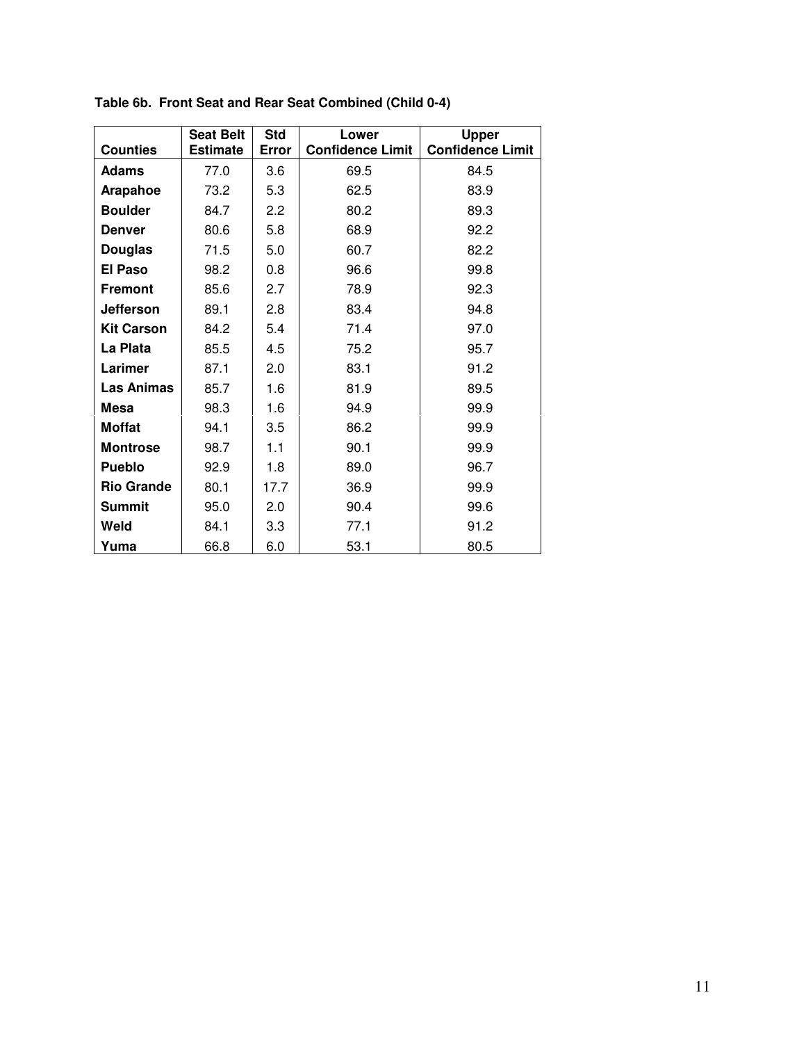**Table 6b. Front Seat and Rear Seat Combined (Child 0-4)**

| Counties | Seat Belt Estimate | Std Error | Lower Confidence Limit | Upper Confidence Limit |
|---|---|---|---|---|
| **Adams** | 77.0 | 3.6 | 69.5 | 84.5 |
| **Arapahoe** | 73.2 | 5.3 | 62.5 | 83.9 |
| **Boulder** | 84.7 | 2.2 | 80.2 | 89.3 |
| **Denver** | 80.6 | 5.8 | 68.9 | 92.2 |
| **Douglas** | 71.5 | 5.0 | 60.7 | 82.2 |
| **El Paso** | 98.2 | 0.8 | 96.6 | 99.8 |
| **Fremont** | 85.6 | 2.7 | 78.9 | 92.3 |
| **Jefferson** | 89.1 | 2.8 | 83.4 | 94.8 |
| **Kit Carson** | 84.2 | 5.4 | 71.4 | 97.0 |
| **La Plata** | 85.5 | 4.5 | 75.2 | 95.7 |
| **Larimer** | 87.1 | 2.0 | 83.1 | 91.2 |
| **Las Animas** | 85.7 | 1.6 | 81.9 | 89.5 |
| **Mesa** | 98.3 | 1.6 | 94.9 | 99.9 |
| **Moffat** | 94.1 | 3.5 | 86.2 | 99.9 |
| **Montrose** | 98.7 | 1.1 | 90.1 | 99.9 |
| **Pueblo** | 92.9 | 1.8 | 89.0 | 96.7 |
| **Rio Grande** | 80.1 | 17.7 | 36.9 | 99.9 |
| **Summit** | 95.0 | 2.0 | 90.4 | 99.6 |
| **Weld** | 84.1 | 3.3 | 77.1 | 91.2 |
| **Yuma** | 66.8 | 6.0 | 53.1 | 80.5 |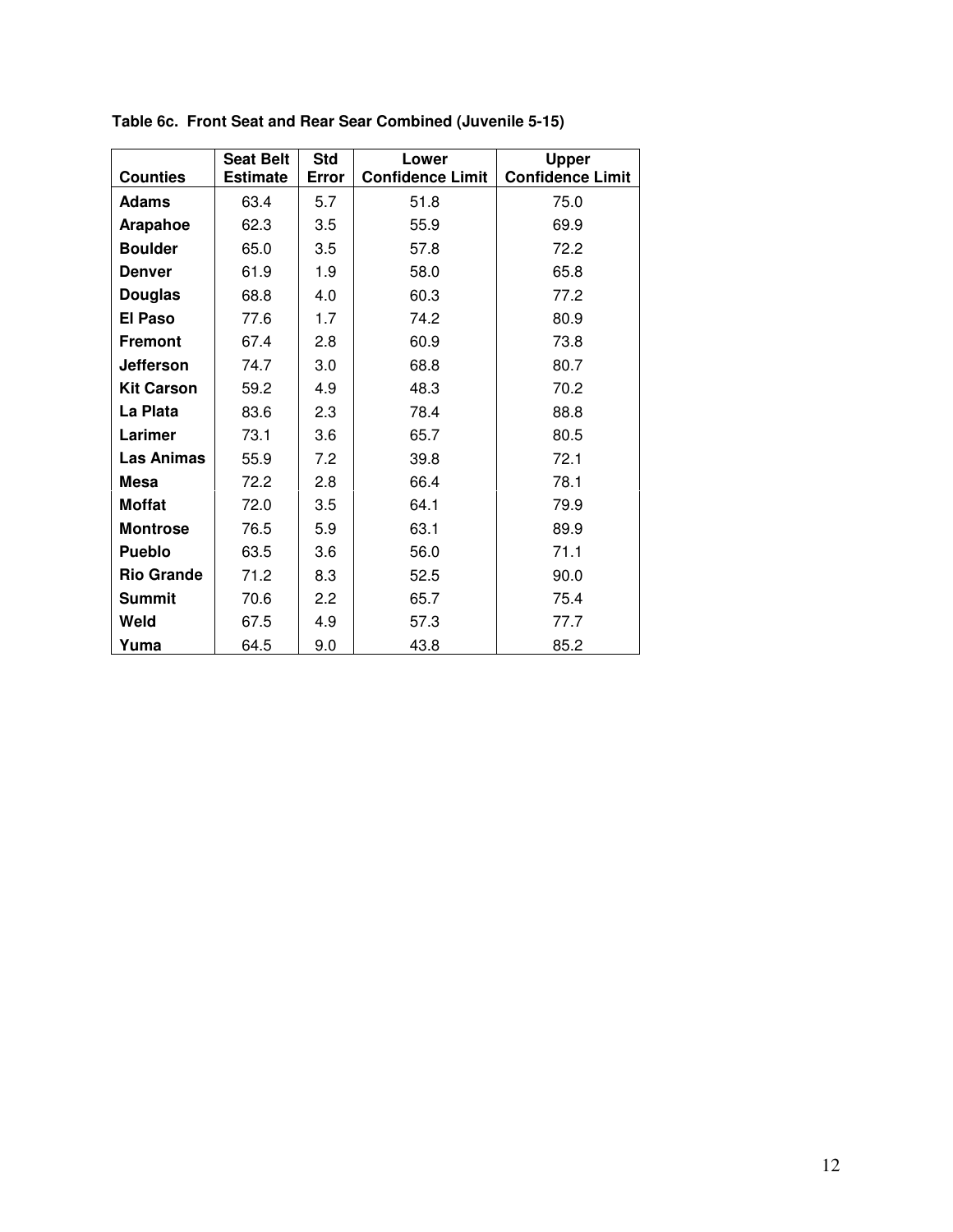**Table 6c. Front Seat and Rear Sear Combined (Juvenile 5-15)**

| Counties | Seat Belt Estimate | Std Error | Lower Confidence Limit | Upper Confidence Limit |
|---|---|---|---|---|
| **Adams** | 63.4 | 5.7 | 51.8 | 75.0 |
| **Arapahoe** | 62.3 | 3.5 | 55.9 | 69.9 |
| **Boulder** | 65.0 | 3.5 | 57.8 | 72.2 |
| **Denver** | 61.9 | 1.9 | 58.0 | 65.8 |
| **Douglas** | 68.8 | 4.0 | 60.3 | 77.2 |
| **El Paso** | 77.6 | 1.7 | 74.2 | 80.9 |
| **Fremont** | 67.4 | 2.8 | 60.9 | 73.8 |
| **Jefferson** | 74.7 | 3.0 | 68.8 | 80.7 |
| **Kit Carson** | 59.2 | 4.9 | 48.3 | 70.2 |
| **La Plata** | 83.6 | 2.3 | 78.4 | 88.8 |
| **Larimer** | 73.1 | 3.6 | 65.7 | 80.5 |
| **Las Animas** | 55.9 | 7.2 | 39.8 | 72.1 |
| **Mesa** | 72.2 | 2.8 | 66.4 | 78.1 |
| **Moffat** | 72.0 | 3.5 | 64.1 | 79.9 |
| **Montrose** | 76.5 | 5.9 | 63.1 | 89.9 |
| **Pueblo** | 63.5 | 3.6 | 56.0 | 71.1 |
| **Rio Grande** | 71.2 | 8.3 | 52.5 | 90.0 |
| **Summit** | 70.6 | 2.2 | 65.7 | 75.4 |
| **Weld** | 67.5 | 4.9 | 57.3 | 77.7 |
| **Yuma** | 64.5 | 9.0 | 43.8 | 85.2 |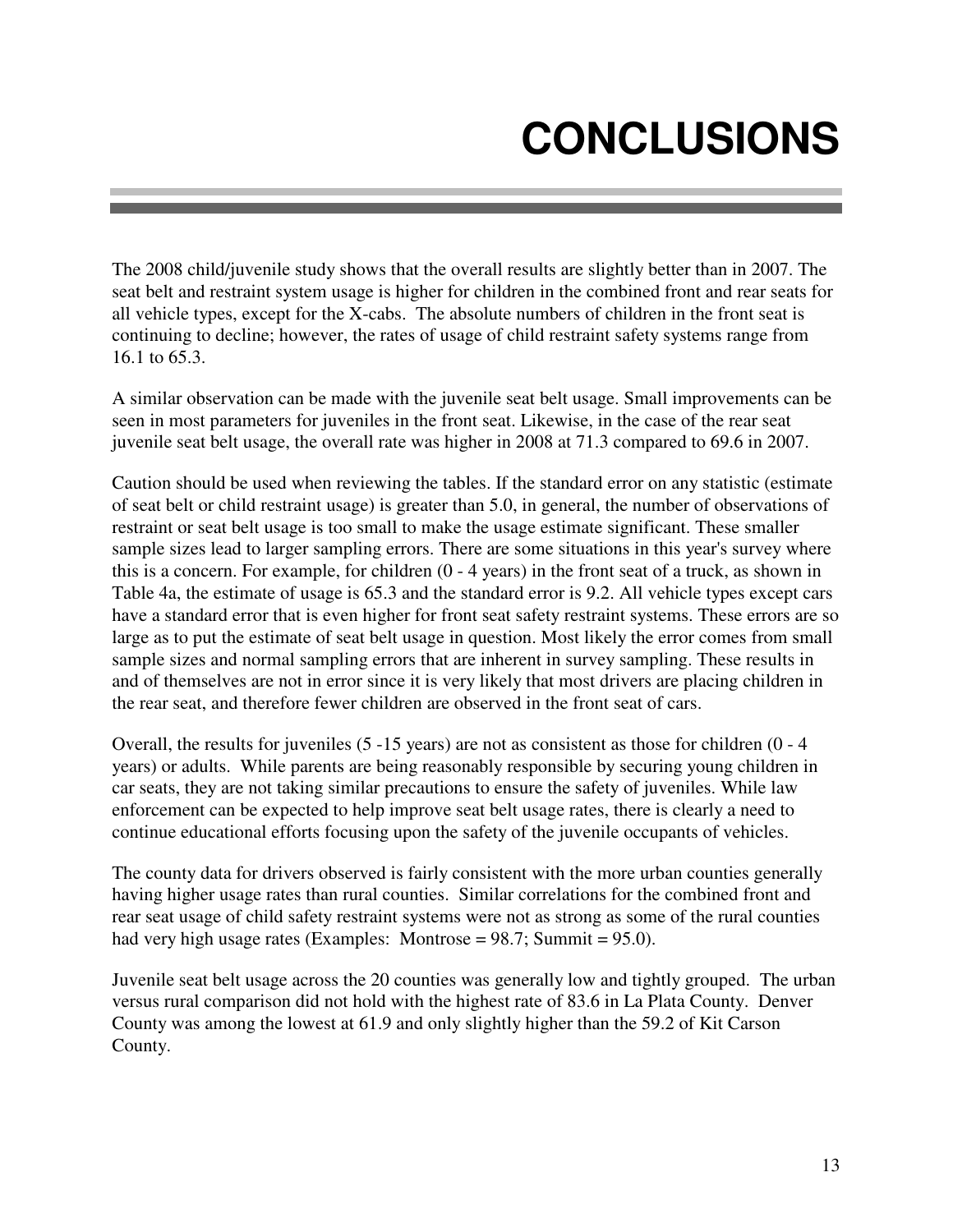# CONCLUSIONS

The 2008 child/juvenile study shows that the overall results are slightly better than in 2007. The seat belt and restraint system usage is higher for children in the combined front and rear seats for all vehicle types, except for the X-cabs. The absolute numbers of children in the front seat is continuing to decline; however, the rates of usage of child restraint safety systems range from 16.1 to 65.3.

A similar observation can be made with the juvenile seat belt usage. Small improvements can be seen in most parameters for juveniles in the front seat. Likewise, in the case of the rear seat juvenile seat belt usage, the overall rate was higher in 2008 at 71.3 compared to 69.6 in 2007.

Caution should be used when reviewing the tables. If the standard error on any statistic (estimate of seat belt or child restraint usage) is greater than 5.0, in general, the number of observations of restraint or seat belt usage is too small to make the usage estimate significant. These smaller sample sizes lead to larger sampling errors. There are some situations in this year's survey where this is a concern. For example, for children (0 - 4 years) in the front seat of a truck, as shown in Table 4a, the estimate of usage is 65.3 and the standard error is 9.2. All vehicle types except cars have a standard error that is even higher for front seat safety restraint systems. These errors are so large as to put the estimate of seat belt usage in question. Most likely the error comes from small sample sizes and normal sampling errors that are inherent in survey sampling. These results in and of themselves are not in error since it is very likely that most drivers are placing children in the rear seat, and therefore fewer children are observed in the front seat of cars.

Overall, the results for juveniles (5 -15 years) are not as consistent as those for children (0 - 4 years) or adults. While parents are being reasonably responsible by securing young children in car seats, they are not taking similar precautions to ensure the safety of juveniles. While law enforcement can be expected to help improve seat belt usage rates, there is clearly a need to continue educational efforts focusing upon the safety of the juvenile occupants of vehicles.

The county data for drivers observed is fairly consistent with the more urban counties generally having higher usage rates than rural counties. Similar correlations for the combined front and rear seat usage of child safety restraint systems were not as strong as some of the rural counties had very high usage rates (Examples: Montrose = 98.7; Summit = 95.0).

Juvenile seat belt usage across the 20 counties was generally low and tightly grouped. The urban versus rural comparison did not hold with the highest rate of 83.6 in La Plata County. Denver County was among the lowest at 61.9 and only slightly higher than the 59.2 of Kit Carson County.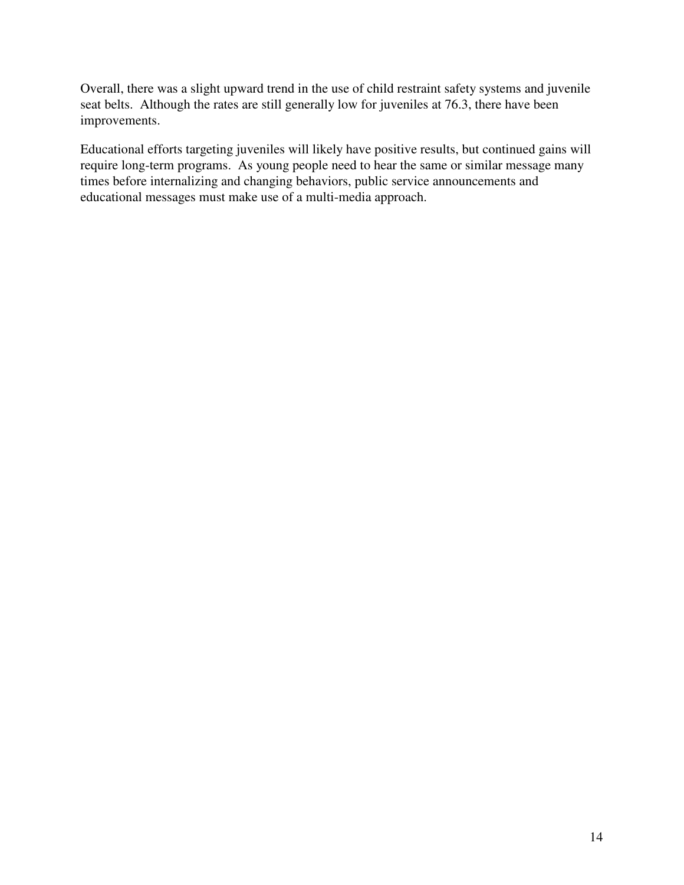Overall, there was a slight upward trend in the use of child restraint safety systems and juvenile seat belts. Although the rates are still generally low for juveniles at 76.3, there have been improvements.

Educational efforts targeting juveniles will likely have positive results, but continued gains will require long-term programs. As young people need to hear the same or similar message many times before internalizing and changing behaviors, public service announcements and educational messages must make use of a multi-media approach.